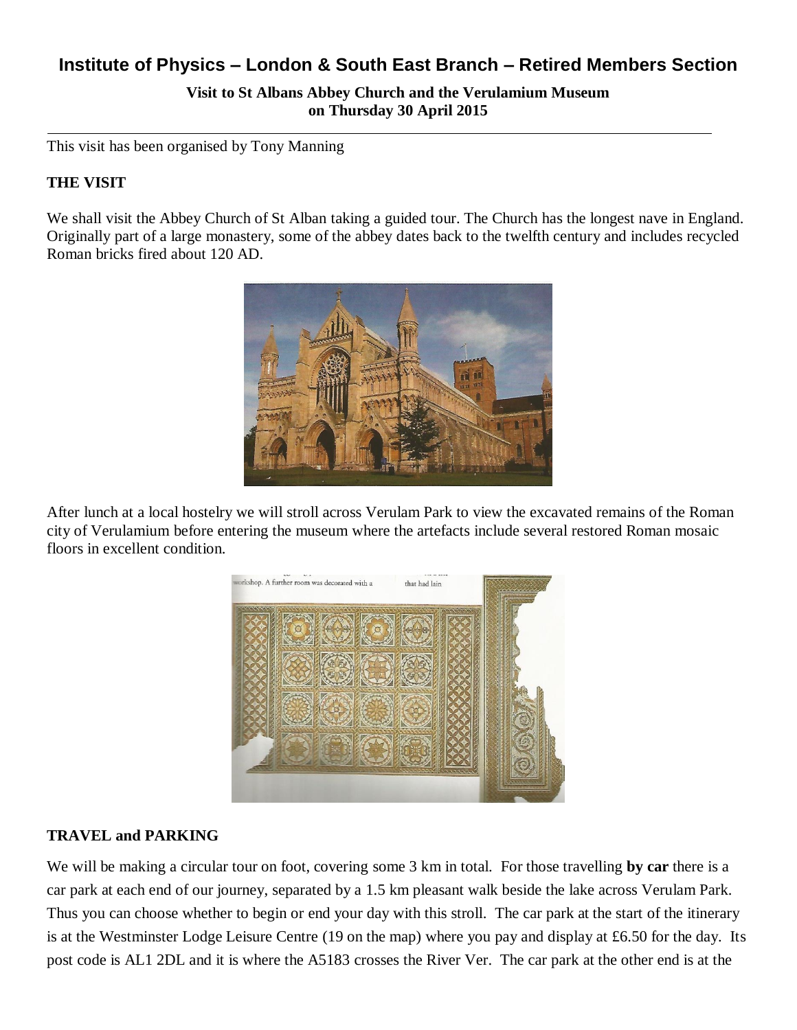# Institute of Physics – London & South East Branch – Retired Members Section

**Visit to St Albans Abbey Church and the Verulamium Museum on Thursday 30 April 2015**

---

This visit has been organised by Tony Manning

### THE VISIT

We shall visit the Abbey Church of St Alban taking a guided tour. The Church has the longest nave in England. Originally part of a large monastery, some of the abbey dates back to the twelfth century and includes recycled Roman bricks fired about 120 AD.

After lunch at a local hostelry we will stroll across Verulam Park to view the excavated remains of the Roman city of Verulamium before entering the museum where the artefacts include several restored Roman mosaic floors in excellent condition.

### TRAVEL and PARKING

We will be making a circular tour on foot, covering some 3 km in total. For those travelling **by car** there is a car park at each end of our journey, separated by a 1.5 km pleasant walk beside the lake across Verulam Park. Thus you can choose whether to begin or end your day with this stroll. The car park at the start of the itinerary is at the Westminster Lodge Leisure Centre (19 on the map) where you pay and display at £6.50 for the day. Its post code is AL1 2DL and it is where the A5183 crosses the River Ver. The car park at the other end is at the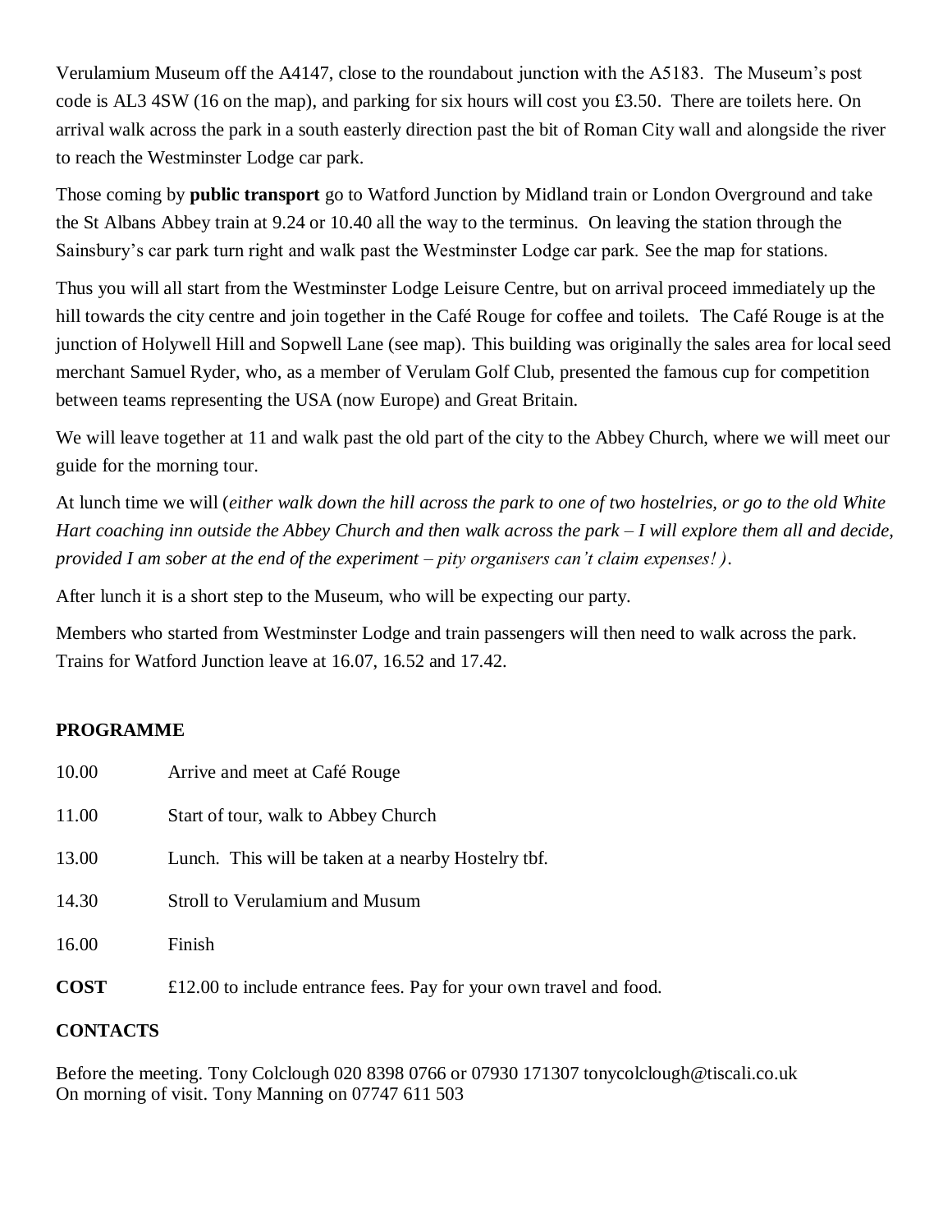Verulamium Museum off the A4147, close to the roundabout junction with the A5183. The Museum's post code is AL3 4SW (16 on the map), and parking for six hours will cost you £3.50. There are toilets here. On arrival walk across the park in a south easterly direction past the bit of Roman City wall and alongside the river to reach the Westminster Lodge car park.

Those coming by **public transport** go to Watford Junction by Midland train or London Overground and take the St Albans Abbey train at 9.24 or 10.40 all the way to the terminus. On leaving the station through the Sainsbury's car park turn right and walk past the Westminster Lodge car park. See the map for stations.

Thus you will all start from the Westminster Lodge Leisure Centre, but on arrival proceed immediately up the hill towards the city centre and join together in the Café Rouge for coffee and toilets. The Café Rouge is at the junction of Holywell Hill and Sopwell Lane (see map). This building was originally the sales area for local seed merchant Samuel Ryder, who, as a member of Verulam Golf Club, presented the famous cup for competition between teams representing the USA (now Europe) and Great Britain.

We will leave together at 11 and walk past the old part of the city to the Abbey Church, where we will meet our guide for the morning tour.

At lunch time we will (*either walk down the hill across the park to one of two hostelries, or go to the old White Hart coaching inn outside the Abbey Church and then walk across the park – I will explore them all and decide, provided I am sober at the end of the experiment – pity organisers can't claim expenses! )*.

After lunch it is a short step to the Museum, who will be expecting our party.

Members who started from Westminster Lodge and train passengers will then need to walk across the park. Trains for Watford Junction leave at 16.07, 16.52 and 17.42.

**PROGRAMME**

| | |
|---|---|
| 10.00 | Arrive and meet at Café Rouge |
| 11.00 | Start of tour, walk to Abbey Church |
| 13.00 | Lunch. This will be taken at a nearby Hostelry tbf. |
| 14.30 | Stroll to Verulamium and Musum |
| 16.00 | Finish |
| **COST** | £12.00 to include entrance fees. Pay for your own travel and food. |

**CONTACTS**

Before the meeting. Tony Colclough 020 8398 0766 or 07930 171307 tonycolclough@tiscali.co.uk
On morning of visit. Tony Manning on 07747 611 503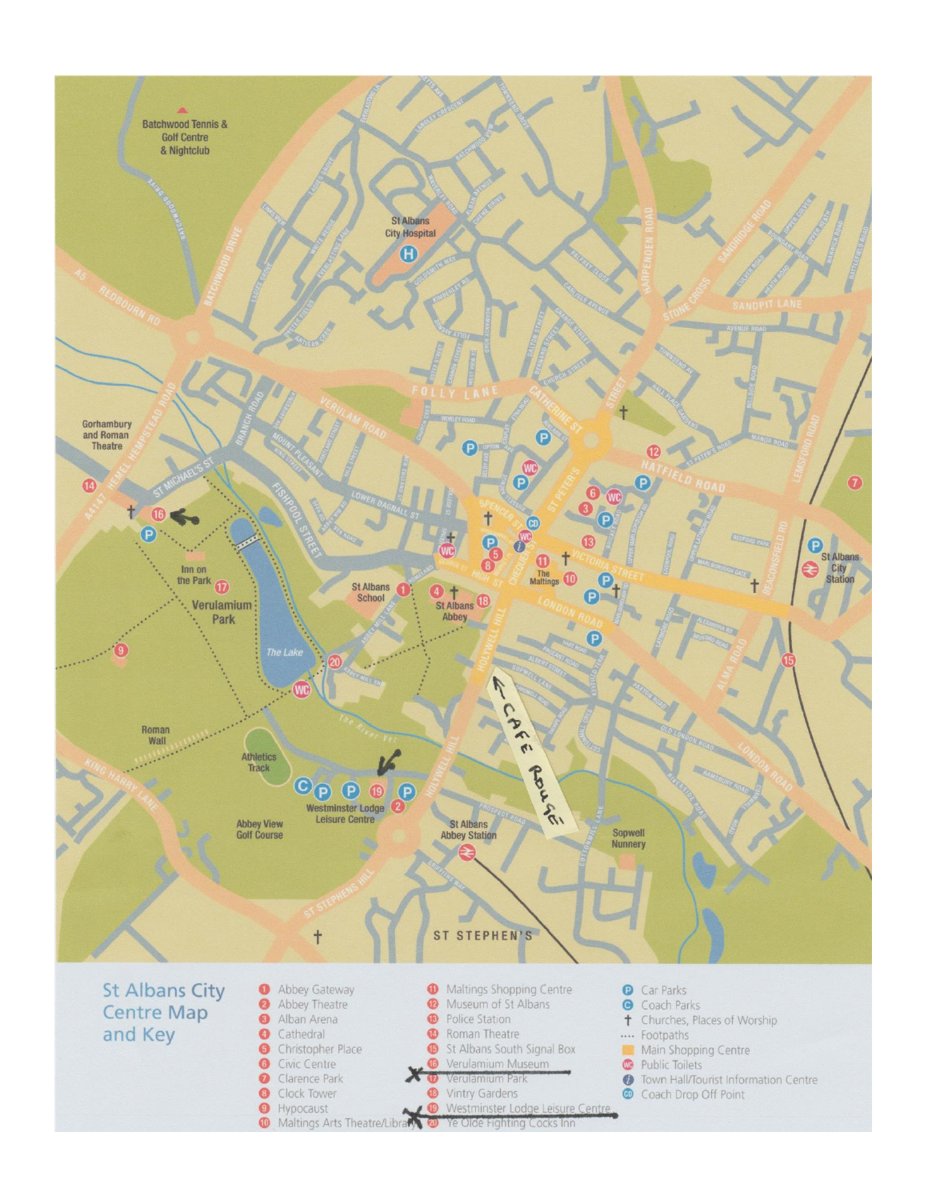# St Albans City Centre Map and Key

1. Abbey Gateway
2. Abbey Theatre
3. Alban Arena
4. Cathedral
5. Christopher Place
6. Civic Centre
7. Clarence Park
8. Clock Tower
9. Hypocaust
10. Maltings Arts Theatre/Library
11. Maltings Shopping Centre
12. Museum of St Albans
13. Police Station
14. Roman Theatre
15. St Albans South Signal Box
16. Verulamium Museum
17. Verulamium Park
18. Vintry Gardens
19. Westminster Lodge Leisure Centre
20. Ye Olde Fighting Cocks Inn

- P Car Parks
- C Coach Parks
- † Churches, Places of Worship
- .... Footpaths
- Main Shopping Centre
- WC Public Toilets
- i Town Hall/Tourist Information Centre
- CD Coach Drop Off Point

← CAFE ROUGE